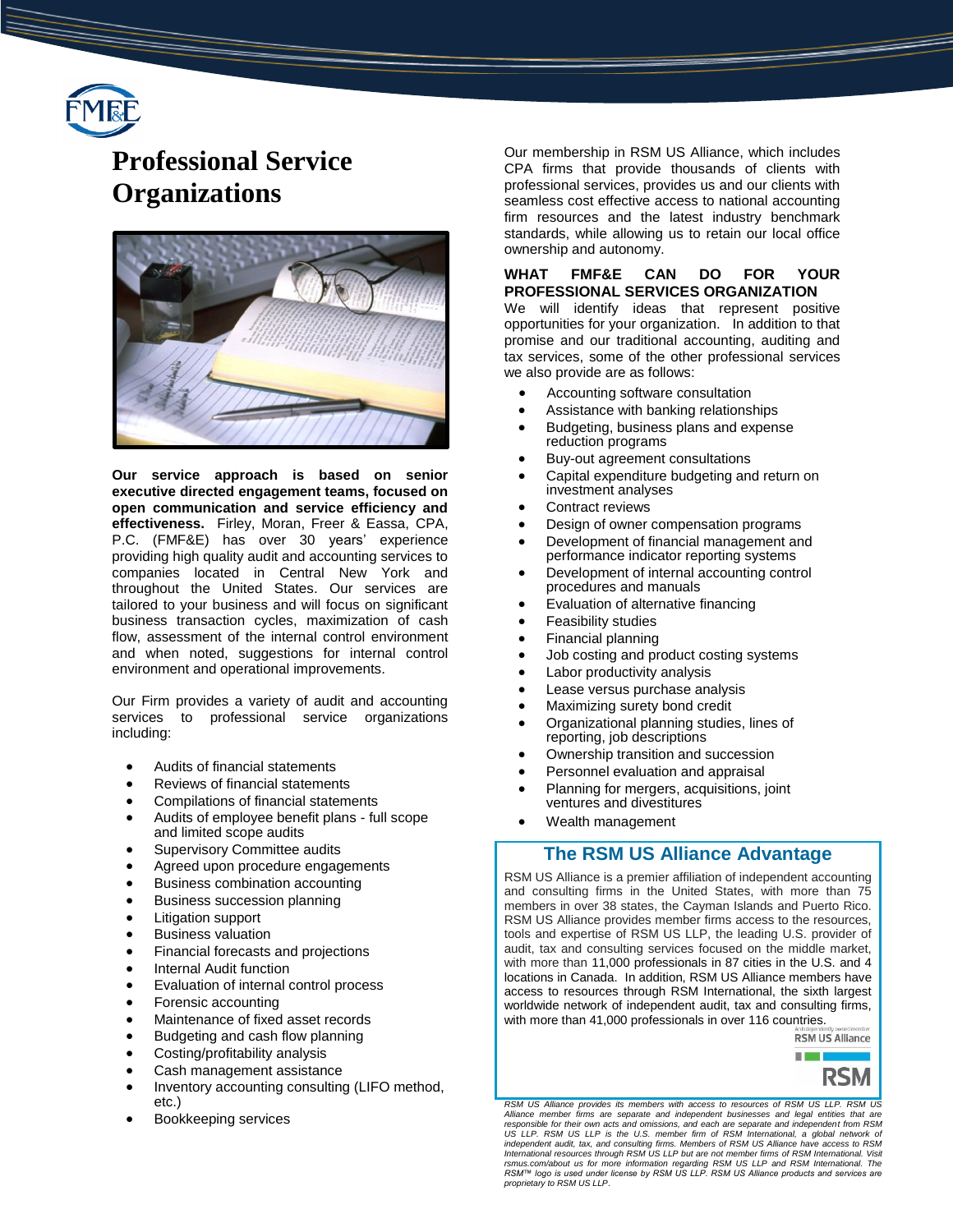# Professional Service Organizations

**Our service approach is based on senior executive directed engagement teams, focused on open communication and service efficiency and effectiveness.** Firley, Moran, Freer & Eassa, CPA, P.C. (FMF&E) has over 30 years' experience providing high quality audit and accounting services to companies located in Central New York and throughout the United States. Our services are tailored to your business and will focus on significant business transaction cycles, maximization of cash flow, assessment of the internal control environment and when noted, suggestions for internal control environment and operational improvements.

Our Firm provides a variety of audit and accounting services to professional service organizations including:

- Audits of financial statements
- Reviews of financial statements
- Compilations of financial statements
- Audits of employee benefit plans - full scope and limited scope audits
- Supervisory Committee audits
- Agreed upon procedure engagements
- Business combination accounting
- Business succession planning
- Litigation support
- Business valuation
- Financial forecasts and projections
- Internal Audit function
- Evaluation of internal control process
- Forensic accounting
- Maintenance of fixed asset records
- Budgeting and cash flow planning
- Costing/profitability analysis
- Cash management assistance
- Inventory accounting consulting (LIFO method, etc.)
- Bookkeeping services

Our membership in RSM US Alliance, which includes CPA firms that provide thousands of clients with professional services, provides us and our clients with seamless cost effective access to national accounting firm resources and the latest industry benchmark standards, while allowing us to retain our local office ownership and autonomy.

## WHAT FMF&E CAN DO FOR YOUR PROFESSIONAL SERVICES ORGANIZATION

We will identify ideas that represent positive opportunities for your organization. In addition to that promise and our traditional accounting, auditing and tax services, some of the other professional services we also provide are as follows:

- Accounting software consultation
- Assistance with banking relationships
- Budgeting, business plans and expense reduction programs
- Buy-out agreement consultations
- Capital expenditure budgeting and return on investment analyses
- Contract reviews
- Design of owner compensation programs
- Development of financial management and performance indicator reporting systems
- Development of internal accounting control procedures and manuals
- Evaluation of alternative financing
- Feasibility studies
- Financial planning
- Job costing and product costing systems
- Labor productivity analysis
- Lease versus purchase analysis
- Maximizing surety bond credit
- Organizational planning studies, lines of reporting, job descriptions
- Ownership transition and succession
- Personnel evaluation and appraisal
- Planning for mergers, acquisitions, joint ventures and divestitures
- Wealth management

## The RSM US Alliance Advantage

RSM US Alliance is a premier affiliation of independent accounting and consulting firms in the United States, with more than 75 members in over 38 states, the Cayman Islands and Puerto Rico. RSM US Alliance provides member firms access to the resources, tools and expertise of RSM US LLP, the leading U.S. provider of audit, tax and consulting services focused on the middle market, with more than 11,000 professionals in 87 cities in the U.S. and 4 locations in Canada. In addition, RSM US Alliance members have access to resources through RSM International, the sixth largest worldwide network of independent audit, tax and consulting firms, with more than 41,000 professionals in over 116 countries.

*RSM US Alliance provides its members with access to resources of RSM US LLP. RSM US Alliance member firms are separate and independent businesses and legal entities that are responsible for their own acts and omissions, and each are separate and independent from RSM US LLP. RSM US LLP is the U.S. member firm of RSM International, a global network of independent audit, tax, and consulting firms. Members of RSM US Alliance have access to RSM International resources through RSM US LLP but are not member firms of RSM International. Visit rsmus.com/about us for more information regarding RSM US LLP and RSM International. The RSM™ logo is used under license by RSM US LLP. RSM US Alliance products and services are proprietary to RSM US LLP.*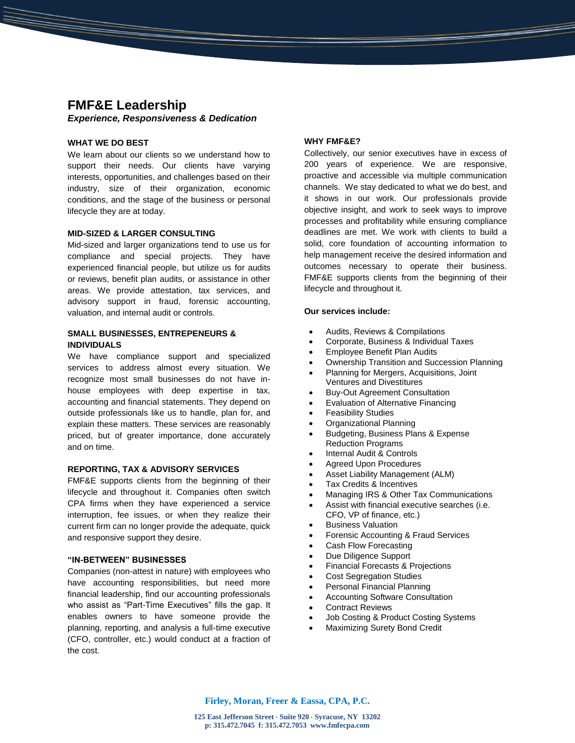# FMF&E Leadership

***Experience, Responsiveness & Dedication***

### WHAT WE DO BEST

We learn about our clients so we understand how to support their needs. Our clients have varying interests, opportunities, and challenges based on their industry, size of their organization, economic conditions, and the stage of the business or personal lifecycle they are at today.

### MID-SIZED & LARGER CONSULTING

Mid-sized and larger organizations tend to use us for compliance and special projects. They have experienced financial people, but utilize us for audits or reviews, benefit plan audits, or assistance in other areas. We provide attestation, tax services, and advisory support in fraud, forensic accounting, valuation, and internal audit or controls.

### SMALL BUSINESSES, ENTREPENEURS & INDIVIDUALS

We have compliance support and specialized services to address almost every situation. We recognize most small businesses do not have in-house employees with deep expertise in tax, accounting and financial statements. They depend on outside professionals like us to handle, plan for, and explain these matters. These services are reasonably priced, but of greater importance, done accurately and on time.

### REPORTING, TAX & ADVISORY SERVICES

FMF&E supports clients from the beginning of their lifecycle and throughout it. Companies often switch CPA firms when they have experienced a service interruption, fee issues, or when they realize their current firm can no longer provide the adequate, quick and responsive support they desire.

### "IN-BETWEEN" BUSINESSES

Companies (non-attest in nature) with employees who have accounting responsibilities, but need more financial leadership, find our accounting professionals who assist as "Part-Time Executives" fills the gap. It enables owners to have someone provide the planning, reporting, and analysis a full-time executive (CFO, controller, etc.) would conduct at a fraction of the cost.

### WHY FMF&E?

Collectively, our senior executives have in excess of 200 years of experience. We are responsive, proactive and accessible via multiple communication channels. We stay dedicated to what we do best, and it shows in our work. Our professionals provide objective insight, and work to seek ways to improve processes and profitability while ensuring compliance deadlines are met. We work with clients to build a solid, core foundation of accounting information to help management receive the desired information and outcomes necessary to operate their business. FMF&E supports clients from the beginning of their lifecycle and throughout it.

**Our services include:**

- Audits, Reviews & Compilations
- Corporate, Business & Individual Taxes
- Employee Benefit Plan Audits
- Ownership Transition and Succession Planning
- Planning for Mergers, Acquisitions, Joint Ventures and Divestitures
- Buy-Out Agreement Consultation
- Evaluation of Alternative Financing
- Feasibility Studies
- Organizational Planning
- Budgeting, Business Plans & Expense Reduction Programs
- Internal Audit & Controls
- Agreed Upon Procedures
- Asset Liability Management (ALM)
- Tax Credits & Incentives
- Managing IRS & Other Tax Communications
- Assist with financial executive searches (i.e. CFO, VP of finance, etc.)
- Business Valuation
- Forensic Accounting & Fraud Services
- Cash Flow Forecasting
- Due Diligence Support
- Financial Forecasts & Projections
- Cost Segregation Studies
- Personal Financial Planning
- Accounting Software Consultation
- Contract Reviews
- Job Costing & Product Costing Systems
- Maximizing Surety Bond Credit

**Firley, Moran, Freer & Eassa, CPA, P.C.**

125 East Jefferson Street · Suite 920 · Syracuse, NY 13202
p: 315.472.7045 f: 315.472.7053 www.fmfecpa.com